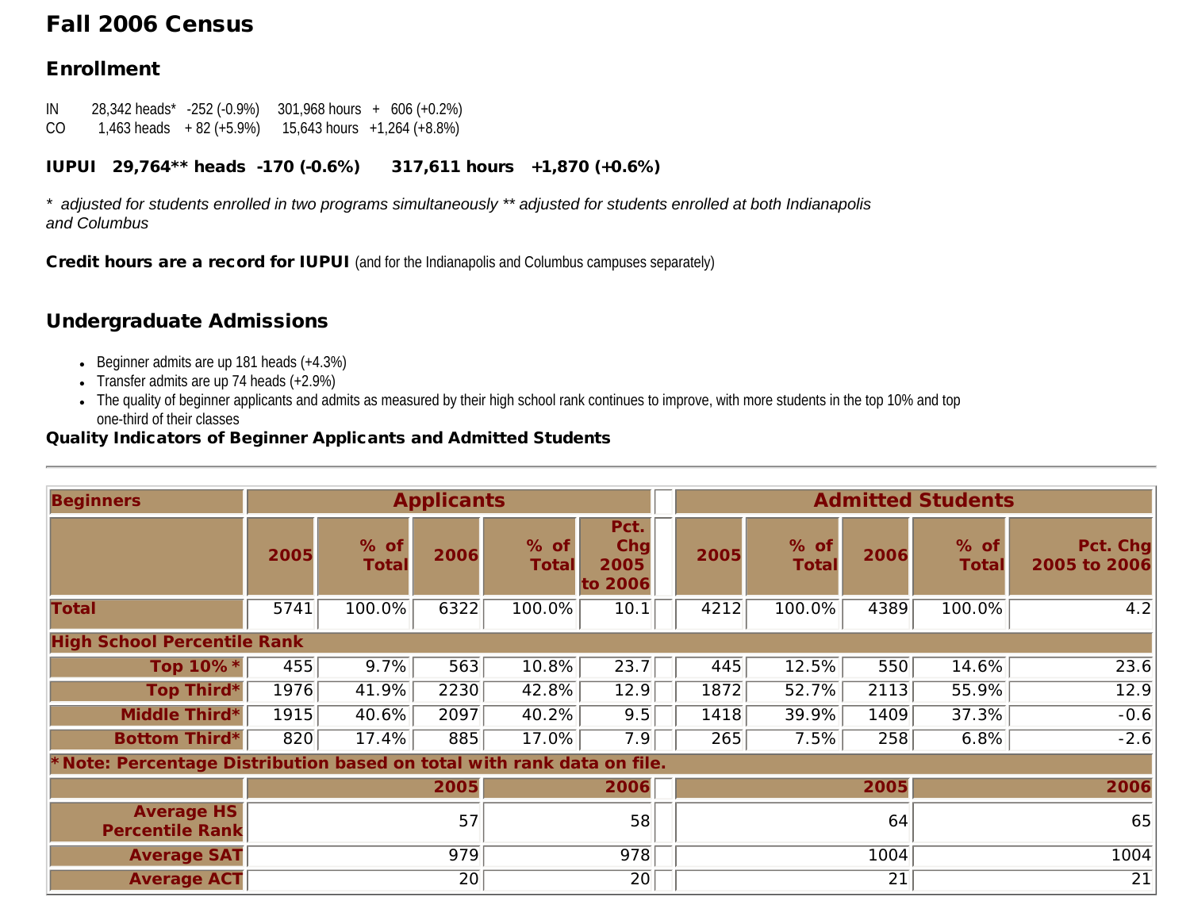# Fall 2006 Census

## Enrollment

IN 28,342 heads* -252 (-0.9%) 301,968 hours + 606 (+0.2%)
CO 1,463 heads + 82 (+5.9%) 15,643 hours +1,264 (+8.8%)

**IUPUI 29,764** heads -170 (-0.6%) 317,611 hours +1,870 (+0.6%)**

*\* adjusted for students enrolled in two programs simultaneously \*\* adjusted for students enrolled at both Indianapolis and Columbus*

**Credit hours are a record for IUPUI** (and for the Indianapolis and Columbus campuses separately)

## Undergraduate Admissions

- Beginner admits are up 181 heads (+4.3%)
- Transfer admits are up 74 heads (+2.9%)
- The quality of beginner applicants and admits as measured by their high school rank continues to improve, with more students in the top 10% and top one-third of their classes

**Quality Indicators of Beginner Applicants and Admitted Students**

---

| Beginners | Applicants | | | | | | Admitted Students | | | | |
|---|---|---|---|---|---|---|---|---|---|---|---|
| | 2005 | % of Total | 2006 | % of Total | Pct. Chg 2005 to 2006 | | 2005 | % of Total | 2006 | % of Total | Pct. Chg 2005 to 2006 |
| Total | 5741 | 100.0% | 6322 | 100.0% | 10.1 | | 4212 | 100.0% | 4389 | 100.0% | 4.2 |
| High School Percentile Rank | | | | | | | | | | | |
| Top 10% * | 455 | 9.7% | 563 | 10.8% | 23.7 | | 445 | 12.5% | 550 | 14.6% | 23.6 |
| Top Third* | 1976 | 41.9% | 2230 | 42.8% | 12.9 | | 1872 | 52.7% | 2113 | 55.9% | 12.9 |
| Middle Third* | 1915 | 40.6% | 2097 | 40.2% | 9.5 | | 1418 | 39.9% | 1409 | 37.3% | -0.6 |
| Bottom Third* | 820 | 17.4% | 885 | 17.0% | 7.9 | | 265 | 7.5% | 258 | 6.8% | -2.6 |
| *Note: Percentage Distribution based on total with rank data on file. | | | | | | | | | | | |
| | | | 2005 | 2006 | | | | | 2005 | 2006 | |
| Average HS Percentile Rank | | | 57 | 58 | | | | | 64 | 65 | |
| Average SAT | | | 979 | 978 | | | | | 1004 | 1004 | |
| Average ACT | | | 20 | 20 | | | | | 21 | 21 | |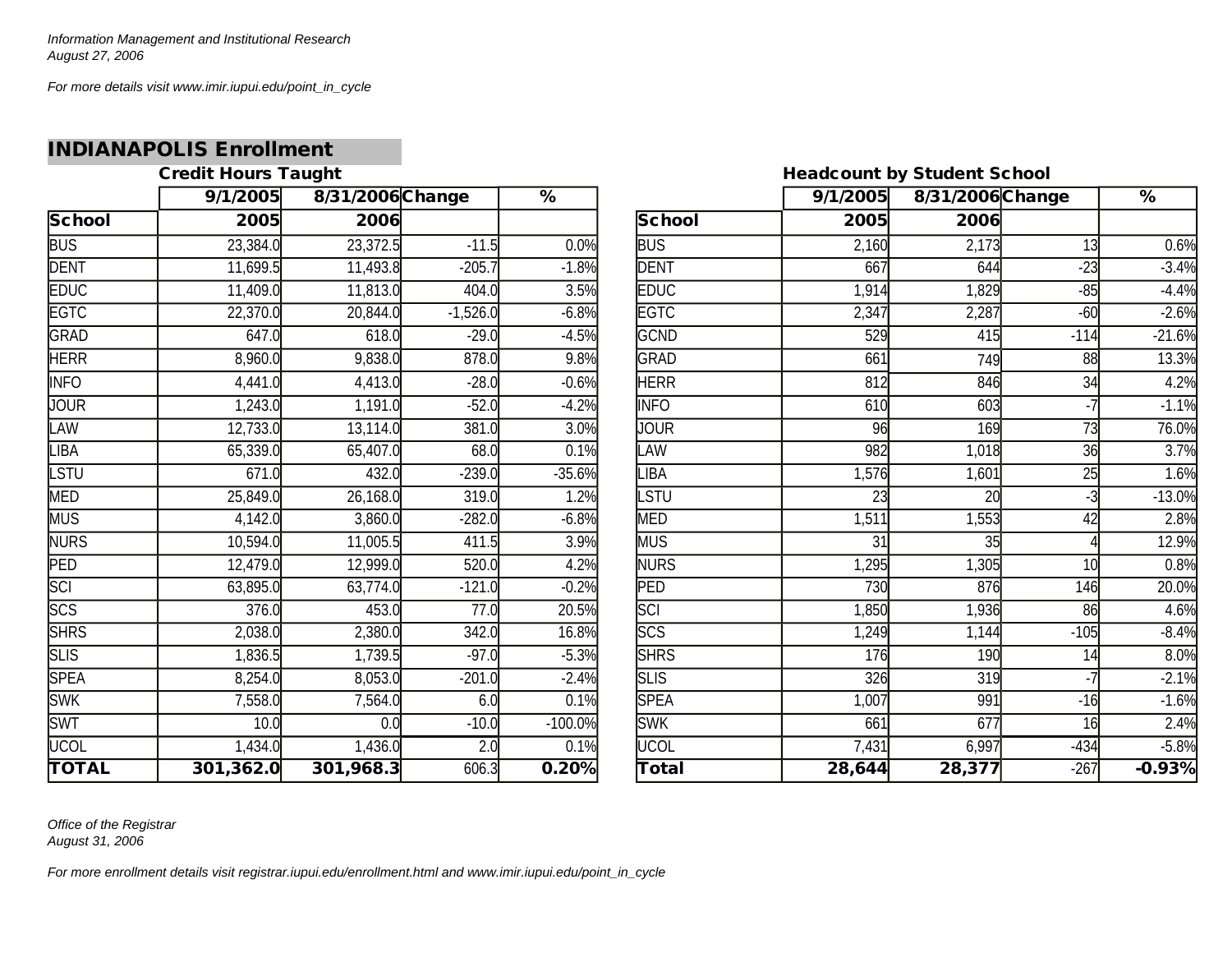*Information Management and Institutional Research*
*August 27, 2006*

*For more details visit www.imir.iupui.edu/point_in_cycle*

## INDIANAPOLIS Enrollment

### Credit Hours Taught

| | 9/1/2005 | 8/31/2006 | Change | % |
|---|---|---|---|---|
| **School** | **2005** | **2006** | | |
| BUS | 23,384.0 | 23,372.5 | -11.5 | 0.0% |
| DENT | 11,699.5 | 11,493.8 | -205.7 | -1.8% |
| EDUC | 11,409.0 | 11,813.0 | 404.0 | 3.5% |
| EGTC | 22,370.0 | 20,844.0 | -1,526.0 | -6.8% |
| GRAD | 647.0 | 618.0 | -29.0 | -4.5% |
| HERR | 8,960.0 | 9,838.0 | 878.0 | 9.8% |
| INFO | 4,441.0 | 4,413.0 | -28.0 | -0.6% |
| JOUR | 1,243.0 | 1,191.0 | -52.0 | -4.2% |
| LAW | 12,733.0 | 13,114.0 | 381.0 | 3.0% |
| LIBA | 65,339.0 | 65,407.0 | 68.0 | 0.1% |
| LSTU | 671.0 | 432.0 | -239.0 | -35.6% |
| MED | 25,849.0 | 26,168.0 | 319.0 | 1.2% |
| MUS | 4,142.0 | 3,860.0 | -282.0 | -6.8% |
| NURS | 10,594.0 | 11,005.5 | 411.5 | 3.9% |
| PED | 12,479.0 | 12,999.0 | 520.0 | 4.2% |
| SCI | 63,895.0 | 63,774.0 | -121.0 | -0.2% |
| SCS | 376.0 | 453.0 | 77.0 | 20.5% |
| SHRS | 2,038.0 | 2,380.0 | 342.0 | 16.8% |
| SLIS | 1,836.5 | 1,739.5 | -97.0 | -5.3% |
| SPEA | 8,254.0 | 8,053.0 | -201.0 | -2.4% |
| SWK | 7,558.0 | 7,564.0 | 6.0 | 0.1% |
| SWT | 10.0 | 0.0 | -10.0 | -100.0% |
| UCOL | 1,434.0 | 1,436.0 | 2.0 | 0.1% |
| **TOTAL** | **301,362.0** | **301,968.3** | 606.3 | **0.20%** |

### Headcount by Student School

| | 9/1/2005 | 8/31/2006 | Change | % |
|---|---|---|---|---|
| **School** | **2005** | **2006** | | |
| BUS | 2,160 | 2,173 | 13 | 0.6% |
| DENT | 667 | 644 | -23 | -3.4% |
| EDUC | 1,914 | 1,829 | -85 | -4.4% |
| EGTC | 2,347 | 2,287 | -60 | -2.6% |
| GCND | 529 | 415 | -114 | -21.6% |
| GRAD | 661 | 749 | 88 | 13.3% |
| HERR | 812 | 846 | 34 | 4.2% |
| INFO | 610 | 603 | -7 | -1.1% |
| JOUR | 96 | 169 | 73 | 76.0% |
| LAW | 982 | 1,018 | 36 | 3.7% |
| LIBA | 1,576 | 1,601 | 25 | 1.6% |
| LSTU | 23 | 20 | -3 | -13.0% |
| MED | 1,511 | 1,553 | 42 | 2.8% |
| MUS | 31 | 35 | 4 | 12.9% |
| NURS | 1,295 | 1,305 | 10 | 0.8% |
| PED | 730 | 876 | 146 | 20.0% |
| SCI | 1,850 | 1,936 | 86 | 4.6% |
| SCS | 1,249 | 1,144 | -105 | -8.4% |
| SHRS | 176 | 190 | 14 | 8.0% |
| SLIS | 326 | 319 | -7 | -2.1% |
| SPEA | 1,007 | 991 | -16 | -1.6% |
| SWK | 661 | 677 | 16 | 2.4% |
| UCOL | 7,431 | 6,997 | -434 | -5.8% |
| **Total** | **28,644** | **28,377** | -267 | **-0.93%** |

*Office of the Registrar*
*August 31, 2006*

*For more enrollment details visit registrar.iupui.edu/enrollment.html and www.imir.iupui.edu/point_in_cycle*